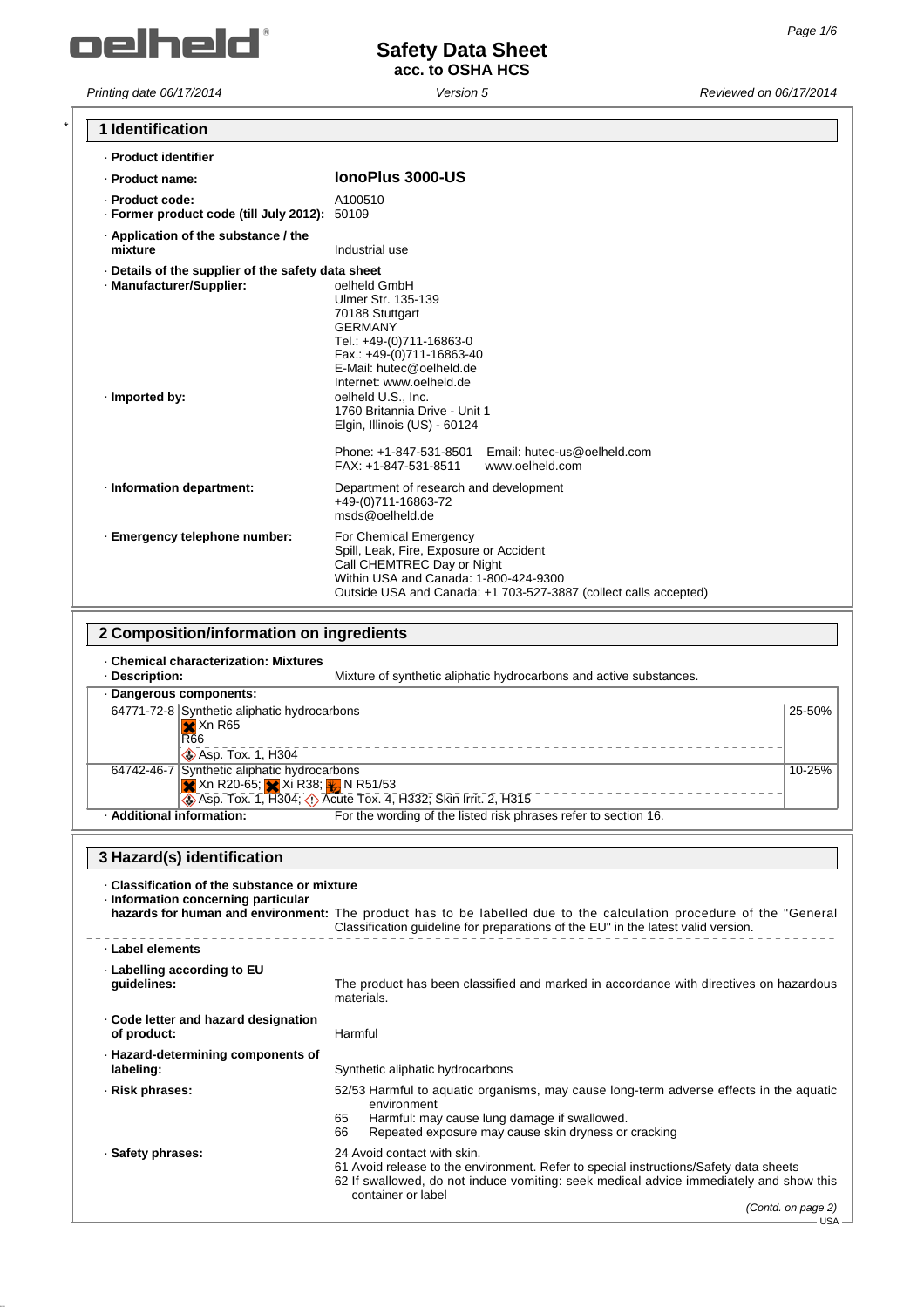# Safety Data Sheet
**acc. to OSHA HCS**

*Printing date 06/17/2014* *Version 5* *Reviewed on 06/17/2014*

## 1 Identification

· **Product identifier**

· **Product name:** **IonoPlus 3000-US**

· **Product code:** A100510
· **Former product code (till July 2012):** 50109

· **Application of the substance / the mixture** Industrial use

· **Details of the supplier of the safety data sheet**
· **Manufacturer/Supplier:**
oelheld GmbH
Ulmer Str. 135-139
70188 Stuttgart
GERMANY
Tel.: +49-(0)711-16863-0
Fax.: +49-(0)711-16863-40
E-Mail: hutec@oelheld.de
Internet: www.oelheld.de

· **Imported by:**
oelheld U.S., Inc.
1760 Britannia Drive - Unit 1
Elgin, Illinois (US) - 60124

Phone: +1-847-531-8501 Email: hutec-us@oelheld.com
FAX: +1-847-531-8511 www.oelheld.com

· **Information department:**
Department of research and development
+49-(0)711-16863-72
msds@oelheld.de

· **Emergency telephone number:**
For Chemical Emergency
Spill, Leak, Fire, Exposure or Accident
Call CHEMTREC Day or Night
Within USA and Canada: 1-800-424-9300
Outside USA and Canada: +1 703-527-3887 (collect calls accepted)

## 2 Composition/information on ingredients

· **Chemical characterization: Mixtures**
· **Description:** Mixture of synthetic aliphatic hydrocarbons and active substances.

· **Dangerous components:**

| CAS | Component | % |
|---|---|---|
| 64771-72-8 | Synthetic aliphatic hydrocarbons<br>Xn R65<br>R66<br>Asp. Tox. 1, H304 | 25-50% |
| 64742-46-7 | Synthetic aliphatic hydrocarbons<br>Xn R20-65; Xi R38; N R51/53<br>Asp. Tox. 1, H304; Acute Tox. 4, H332; Skin Irrit. 2, H315 | 10-25% |

· **Additional information:** For the wording of the listed risk phrases refer to section 16.

## 3 Hazard(s) identification

· **Classification of the substance or mixture**
· **Information concerning particular hazards for human and environment:** The product has to be labelled due to the calculation procedure of the "General Classification guideline for preparations of the EU" in the latest valid version.

· **Label elements**

· **Labelling according to EU guidelines:** The product has been classified and marked in accordance with directives on hazardous materials.

· **Code letter and hazard designation of product:** Harmful

· **Hazard-determining components of labeling:** Synthetic aliphatic hydrocarbons

· **Risk phrases:**
52/53 Harmful to aquatic organisms, may cause long-term adverse effects in the aquatic environment
65 Harmful: may cause lung damage if swallowed.
66 Repeated exposure may cause skin dryness or cracking

· **Safety phrases:**
24 Avoid contact with skin.
61 Avoid release to the environment. Refer to special instructions/Safety data sheets
62 If swallowed, do not induce vomiting: seek medical advice immediately and show this container or label

(Contd. on page 2)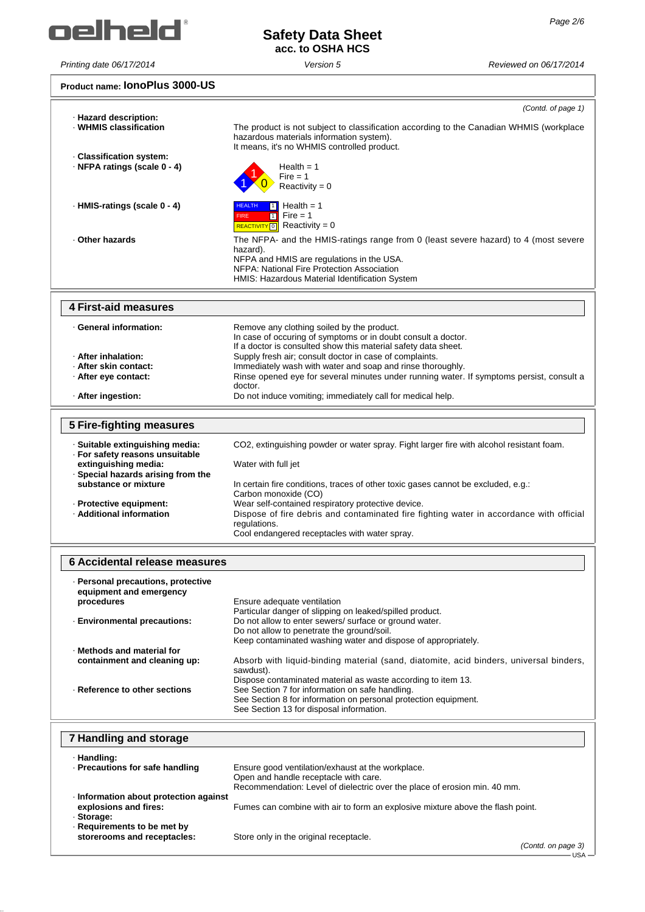**Product name: IonoPlus 3000-US**

*(Contd. of page 1)*

- **Hazard description:**
- **WHMIS classification** The product is not subject to classification according to the Canadian WHMIS (workplace hazardous materials information system). It means, it's no WHMIS controlled product.
- **Classification system:**
- **NFPA ratings (scale 0 - 4)**
  Health = 1
  Fire = 1
  Reactivity = 0
- **HMIS-ratings (scale 0 - 4)**
  HEALTH 1 Health = 1
  FIRE 1 Fire = 1
  REACTIVITY 0 Reactivity = 0
- **Other hazards** The NFPA- and the HMIS-ratings range from 0 (least severe hazard) to 4 (most severe hazard).
  NFPA and HMIS are regulations in the USA.
  NFPA: National Fire Protection Association
  HMIS: Hazardous Material Identification System

## 4 First-aid measures

- **General information:** Remove any clothing soiled by the product.
  In case of occuring of symptoms or in doubt consult a doctor.
  If a doctor is consulted show this material safety data sheet.
- **After inhalation:** Supply fresh air; consult doctor in case of complaints.
- **After skin contact:** Immediately wash with water and soap and rinse thoroughly.
- **After eye contact:** Rinse opened eye for several minutes under running water. If symptoms persist, consult a doctor.
- **After ingestion:** Do not induce vomiting; immediately call for medical help.

## 5 Fire-fighting measures

- **Suitable extinguishing media:** $CO_2$, extinguishing powder or water spray. Fight larger fire with alcohol resistant foam.
- **For safety reasons unsuitable extinguishing media:** Water with full jet
- **Special hazards arising from the substance or mixture** In certain fire conditions, traces of other toxic gases cannot be excluded, e.g.:
  Carbon monoxide (CO)
- **Protective equipment:** Wear self-contained respiratory protective device.
- **Additional information** Dispose of fire debris and contaminated fire fighting water in accordance with official regulations.
  Cool endangered receptacles with water spray.

## 6 Accidental release measures

- **Personal precautions, protective equipment and emergency procedures** Ensure adequate ventilation
  Particular danger of slipping on leaked/spilled product.
- **Environmental precautions:** Do not allow to enter sewers/ surface or ground water.
  Do not allow to penetrate the ground/soil.
  Keep contaminated washing water and dispose of appropriately.
- **Methods and material for containment and cleaning up:** Absorb with liquid-binding material (sand, diatomite, acid binders, universal binders, sawdust).
  Dispose contaminated material as waste according to item 13.
- **Reference to other sections** See Section 7 for information on safe handling.
  See Section 8 for information on personal protection equipment.
  See Section 13 for disposal information.

## 7 Handling and storage

- **Handling:**
- **Precautions for safe handling** Ensure good ventilation/exhaust at the workplace.
  Open and handle receptacle with care.
  Recommendation: Level of dielectric over the place of erosion min. 40 mm.
- **Information about protection against explosions and fires:** Fumes can combine with air to form an explosive mixture above the flash point.
- **Storage:**
- **Requirements to be met by storerooms and receptacles:** Store only in the original receptacle.

*(Contd. on page 3)*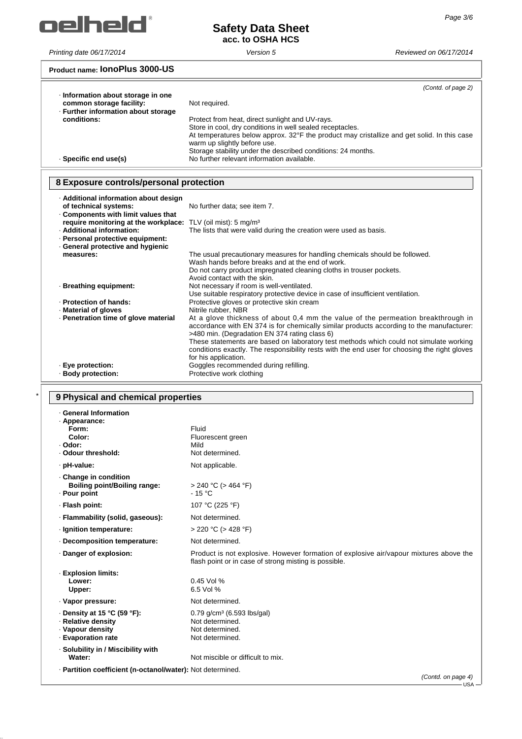**Product name: IonoPlus 3000-US**

*(Contd. of page 2)*

- **Information about storage in one common storage facility:** Not required.
- **Further information about storage conditions:** Protect from heat, direct sunlight and UV-rays.
  Store in cool, dry conditions in well sealed receptacles.
  At temperatures below approx. 32°F the product may cristallize and get solid. In this case warm up slightly before use.
  Storage stability under the described conditions: 24 months.
- **Specific end use(s)** No further relevant information available.

## 8 Exposure controls/personal protection

- **Additional information about design of technical systems:** No further data; see item 7.
- **Components with limit values that require monitoring at the workplace:** TLV (oil mist): 5 mg/m³
- **Additional information:** The lists that were valid during the creation were used as basis.
- **Personal protective equipment:**
- **General protective and hygienic measures:** The usual precautionary measures for handling chemicals should be followed.
  Wash hands before breaks and at the end of work.
  Do not carry product impregnated cleaning cloths in trouser pockets.
  Avoid contact with the skin.
- **Breathing equipment:** Not necessary if room is well-ventilated.
  Use suitable respiratory protective device in case of insufficient ventilation.
- **Protection of hands:** Protective gloves or protective skin cream
- **Material of gloves** Nitrile rubber, NBR
- **Penetration time of glove material** At a glove thickness of about 0,4 mm the value of the permeation breakthrough in accordance with EN 374 is for chemically similar products according to the manufacturer: >480 min. (Degradation EN 374 rating class 6)
  These statements are based on laboratory test methods which could not simulate working conditions exactly. The responsibility rests with the end user for choosing the right gloves for his application.
- **Eye protection:** Goggles recommended during refilling.
- **Body protection:** Protective work clothing

## * 9 Physical and chemical properties

- **General Information**
- **Appearance:**
  - **Form:** Fluid
  - **Color:** Fluorescent green
- **Odor:** Mild
- **Odour threshold:** Not determined.
- **pH-value:** Not applicable.
- **Change in condition**
  - **Boiling point/Boiling range:** > 240 °C (> 464 °F)
- **Pour point** - 15 °C
- **Flash point:** 107 °C (225 °F)
- **Flammability (solid, gaseous):** Not determined.
- **Ignition temperature:** > 220 °C (> 428 °F)
- **Decomposition temperature:** Not determined.
- **Danger of explosion:** Product is not explosive. However formation of explosive air/vapour mixtures above the flash point or in case of strong misting is possible.
- **Explosion limits:**
  - **Lower:** 0.45 Vol %
  - **Upper:** 6.5 Vol %
- **Vapor pressure:** Not determined.
- **Density at 15 °C (59 °F):** 0.79 g/cm³ (6.593 lbs/gal)
- **Relative density** Not determined.
- **Vapour density** Not determined.
- **Evaporation rate** Not determined.
- **Solubility in / Miscibility with**
  - **Water:** Not miscible or difficult to mix.
- **Partition coefficient (n-octanol/water):** Not determined.

*(Contd. on page 4)*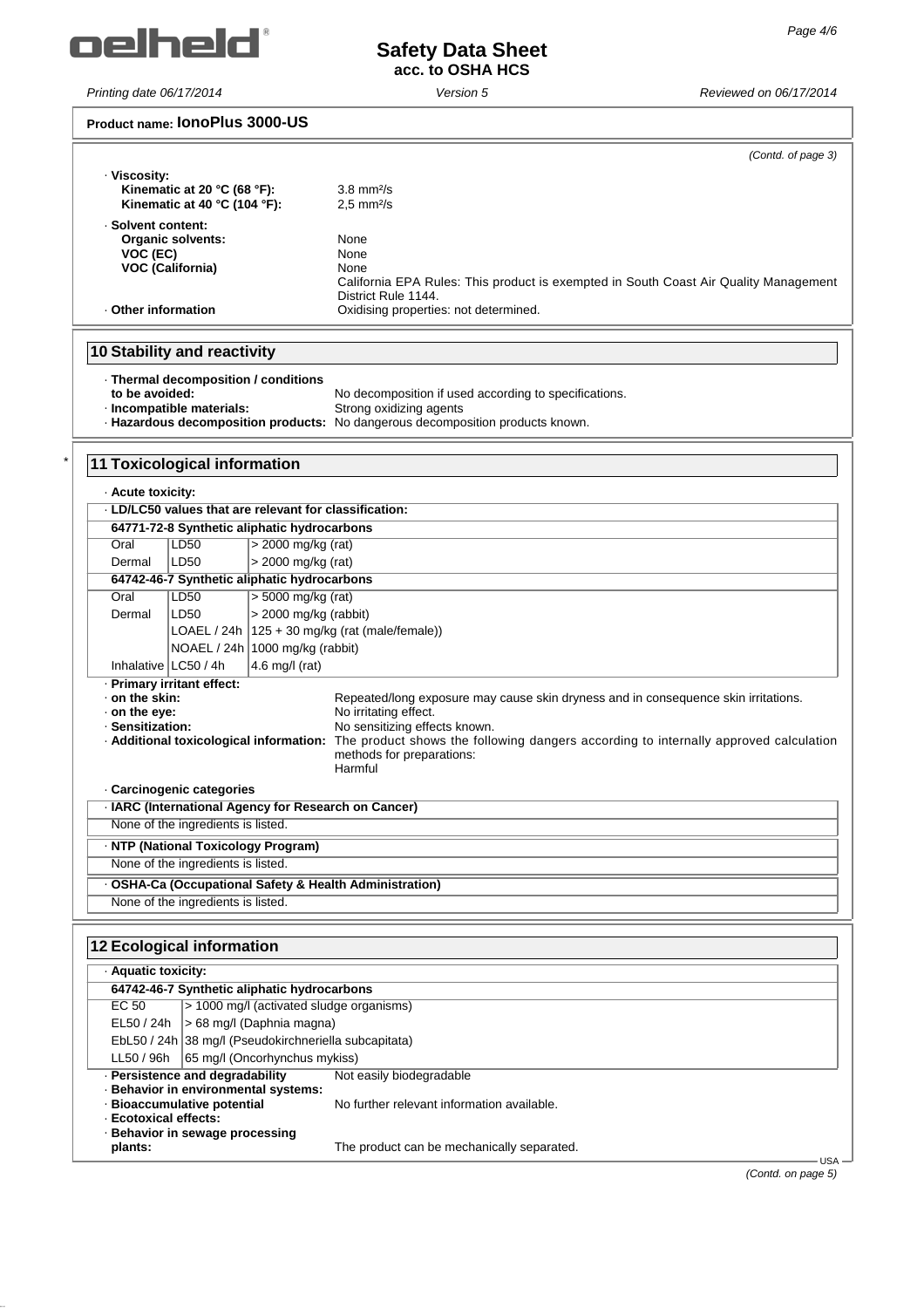**Product name: IonoPlus 3000-US**

*(Contd. of page 3)*

· **Viscosity:**
**Kinematic at 20 °C (68 °F):** 3.8 mm²/s
**Kinematic at 40 °C (104 °F):** 2,5 mm²/s

· **Solvent content:**
**Organic solvents:** None
**VOC (EC)** None
**VOC (California)** None
California EPA Rules: This product is exempted in South Coast Air Quality Management District Rule 1144.

· **Other information** Oxidising properties: not determined.

## 10 Stability and reactivity

· **Thermal decomposition / conditions to be avoided:** No decomposition if used according to specifications.
· **Incompatible materials:** Strong oxidizing agents
· **Hazardous decomposition products:** No dangerous decomposition products known.

## * 11 Toxicological information

· **Acute toxicity:**

· **LD/LC50 values that are relevant for classification:**

| | | |
|---|---|---|
| **64771-72-8 Synthetic aliphatic hydrocarbons** | | |
| Oral | LD50 | > 2000 mg/kg (rat) |
| Dermal | LD50 | > 2000 mg/kg (rat) |
| **64742-46-7 Synthetic aliphatic hydrocarbons** | | |
| Oral | LD50 | > 5000 mg/kg (rat) |
| Dermal | LD50 | > 2000 mg/kg (rabbit) |
| | LOAEL / 24h | 125 + 30 mg/kg (rat (male/female)) |
| | NOAEL / 24h | 1000 mg/kg (rabbit) |
| Inhalative | LC50 / 4h | 4.6 mg/l (rat) |

· **Primary irritant effect:**
· **on the skin:** Repeated/long exposure may cause skin dryness and in consequence skin irritations.
· **on the eye:** No irritating effect.
· **Sensitization:** No sensitizing effects known.
· **Additional toxicological information:** The product shows the following dangers according to internally approved calculation methods for preparations:
Harmful

· **Carcinogenic categories**

· **IARC (International Agency for Research on Cancer)**
None of the ingredients is listed.

· **NTP (National Toxicology Program)**
None of the ingredients is listed.

· **OSHA-Ca (Occupational Safety & Health Administration)**
None of the ingredients is listed.

## 12 Ecological information

· **Aquatic toxicity:**

| | |
|---|---|
| **64742-46-7 Synthetic aliphatic hydrocarbons** | |
| EC 50 | > 1000 mg/l (activated sludge organisms) |
| EL50 / 24h | > 68 mg/l (Daphnia magna) |
| EbL50 / 24h | 38 mg/l (Pseudokirchneriella subcapitata) |
| LL50 / 96h | 65 mg/l (Oncorhynchus mykiss) |

· **Persistence and degradability** Not easily biodegradable
· **Behavior in environmental systems:**
· **Bioaccumulative potential** No further relevant information available.
· **Ecotoxical effects:**
· **Behavior in sewage processing plants:** The product can be mechanically separated.

*(Contd. on page 5)*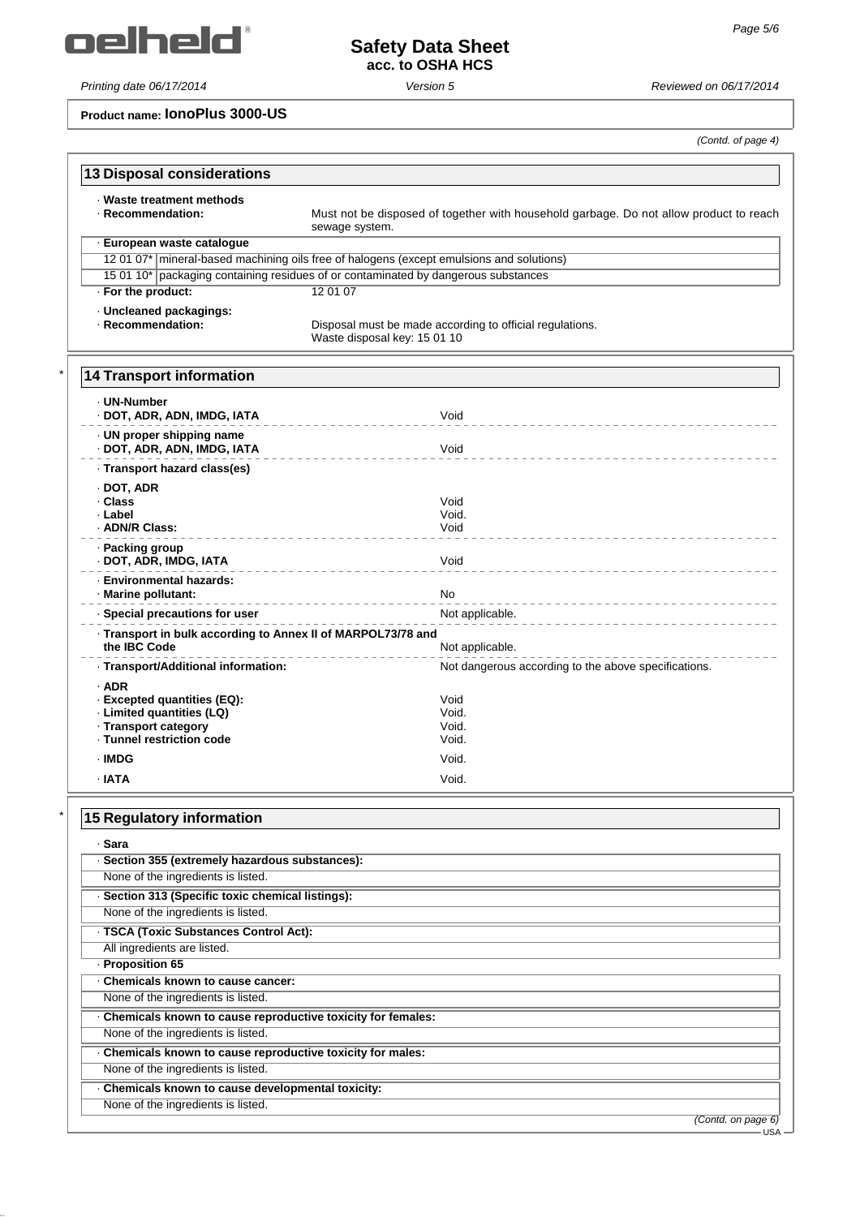**Product name: IonoPlus 3000-US**

*(Contd. of page 4)*

## 13 Disposal considerations

· **Waste treatment methods**
· **Recommendation:** Must not be disposed of together with household garbage. Do not allow product to reach sewage system.

· **European waste catalogue**

| | |
|---|---|
| 12 01 07* | mineral-based machining oils free of halogens (except emulsions and solutions) |
| 15 01 10* | packaging containing residues of or contaminated by dangerous substances |

· **For the product:** 12 01 07

· **Uncleaned packagings:**
· **Recommendation:** Disposal must be made according to official regulations.
Waste disposal key: 15 01 10

## * 14 Transport information

| | |
|---|---|
| · **UN-Number** | |
| · **DOT, ADR, ADN, IMDG, IATA** | Void |
| · **UN proper shipping name** | |
| · **DOT, ADR, ADN, IMDG, IATA** | Void |
| · **Transport hazard class(es)** | |
| · **DOT, ADR** | |
| · **Class** | Void |
| · **Label** | Void. |
| · **ADN/R Class:** | Void |
| · **Packing group** | |
| · **DOT, ADR, IMDG, IATA** | Void |
| · **Environmental hazards:** | |
| · **Marine pollutant:** | No |
| · **Special precautions for user** | Not applicable. |
| · **Transport in bulk according to Annex II of MARPOL73/78 and the IBC Code** | Not applicable. |
| · **Transport/Additional information:** | Not dangerous according to the above specifications. |
| · **ADR** | |
| · **Excepted quantities (EQ):** | Void |
| · **Limited quantities (LQ)** | Void. |
| · **Transport category** | Void. |
| · **Tunnel restriction code** | Void. |
| · **IMDG** | Void. |
| · **IATA** | Void. |

## * 15 Regulatory information

· **Sara**

· **Section 355 (extremely hazardous substances):**
None of the ingredients is listed.

· **Section 313 (Specific toxic chemical listings):**
None of the ingredients is listed.

· **TSCA (Toxic Substances Control Act):**
All ingredients are listed.

· **Proposition 65**

· **Chemicals known to cause cancer:**
None of the ingredients is listed.

· **Chemicals known to cause reproductive toxicity for females:**
None of the ingredients is listed.

· **Chemicals known to cause reproductive toxicity for males:**
None of the ingredients is listed.

· **Chemicals known to cause developmental toxicity:**
None of the ingredients is listed.

*(Contd. on page 6)*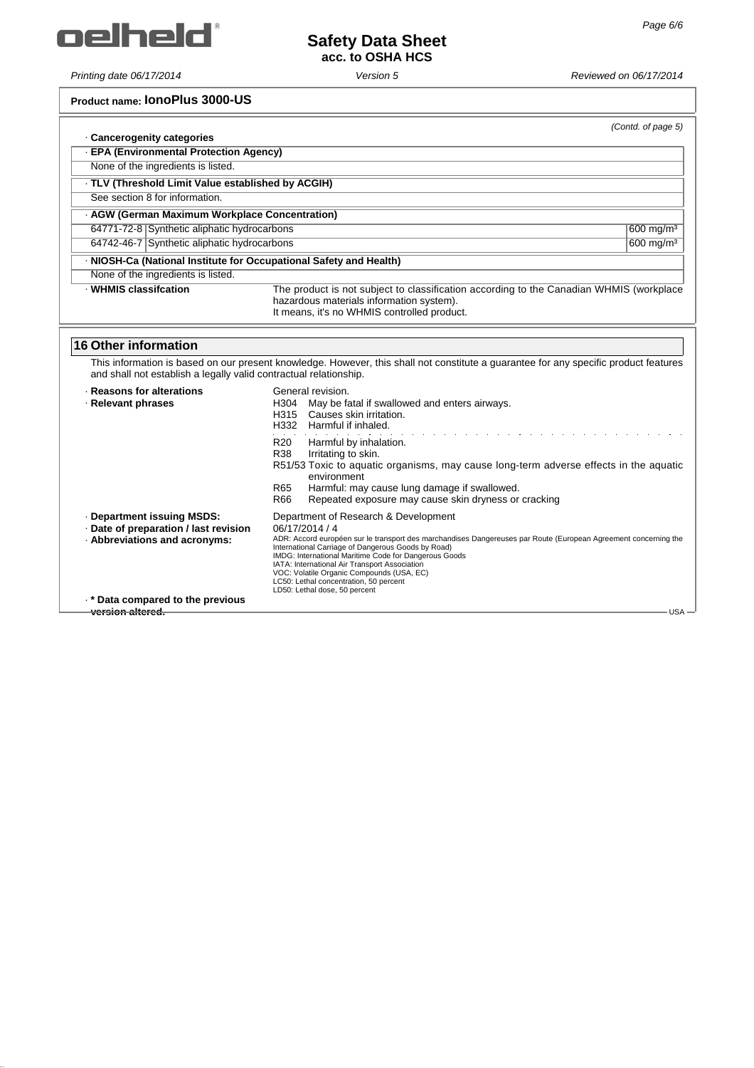**Product name: IonoPlus 3000-US**

(Contd. of page 5)

· **Cancerogenity categories**

· **EPA (Environmental Protection Agency)**

None of the ingredients is listed.

· **TLV (Threshold Limit Value established by ACGIH)**

See section 8 for information.

· **AGW (German Maximum Workplace Concentration)**

| | | |
|---|---|---|
| 64771-72-8 | Synthetic aliphatic hydrocarbons | 600 mg/m³ |
| 64742-46-7 | Synthetic aliphatic hydrocarbons | 600 mg/m³ |

· **NIOSH-Ca (National Institute for Occupational Safety and Health)**

None of the ingredients is listed.

· **WHMIS classifcation** The product is not subject to classification according to the Canadian WHMIS (workplace hazardous materials information system).
It means, it's no WHMIS controlled product.

## 16 Other information

This information is based on our present knowledge. However, this shall not constitute a guarantee for any specific product features and shall not establish a legally valid contractual relationship.

· **Reasons for alterations** General revision.

· **Relevant phrases**

H304 May be fatal if swallowed and enters airways.
H315 Causes skin irritation.
H332 Harmful if inhaled.

R20 Harmful by inhalation.
R38 Irritating to skin.
R51/53 Toxic to aquatic organisms, may cause long-term adverse effects in the aquatic environment
R65 Harmful: may cause lung damage if swallowed.
R66 Repeated exposure may cause skin dryness or cracking

· **Department issuing MSDS:** Department of Research & Development

· **Date of preparation / last revision** 06/17/2014 / 4

· **Abbreviations and acronyms:**

ADR: Accord européen sur le transport des marchandises Dangereuses par Route (European Agreement concerning the International Carriage of Dangerous Goods by Road)
IMDG: International Maritime Code for Dangerous Goods
IATA: International Air Transport Association
VOC: Volatile Organic Compounds (USA, EC)
LC50: Lethal concentration, 50 percent
LD50: Lethal dose, 50 percent

· **\* Data compared to the previous version altered.**